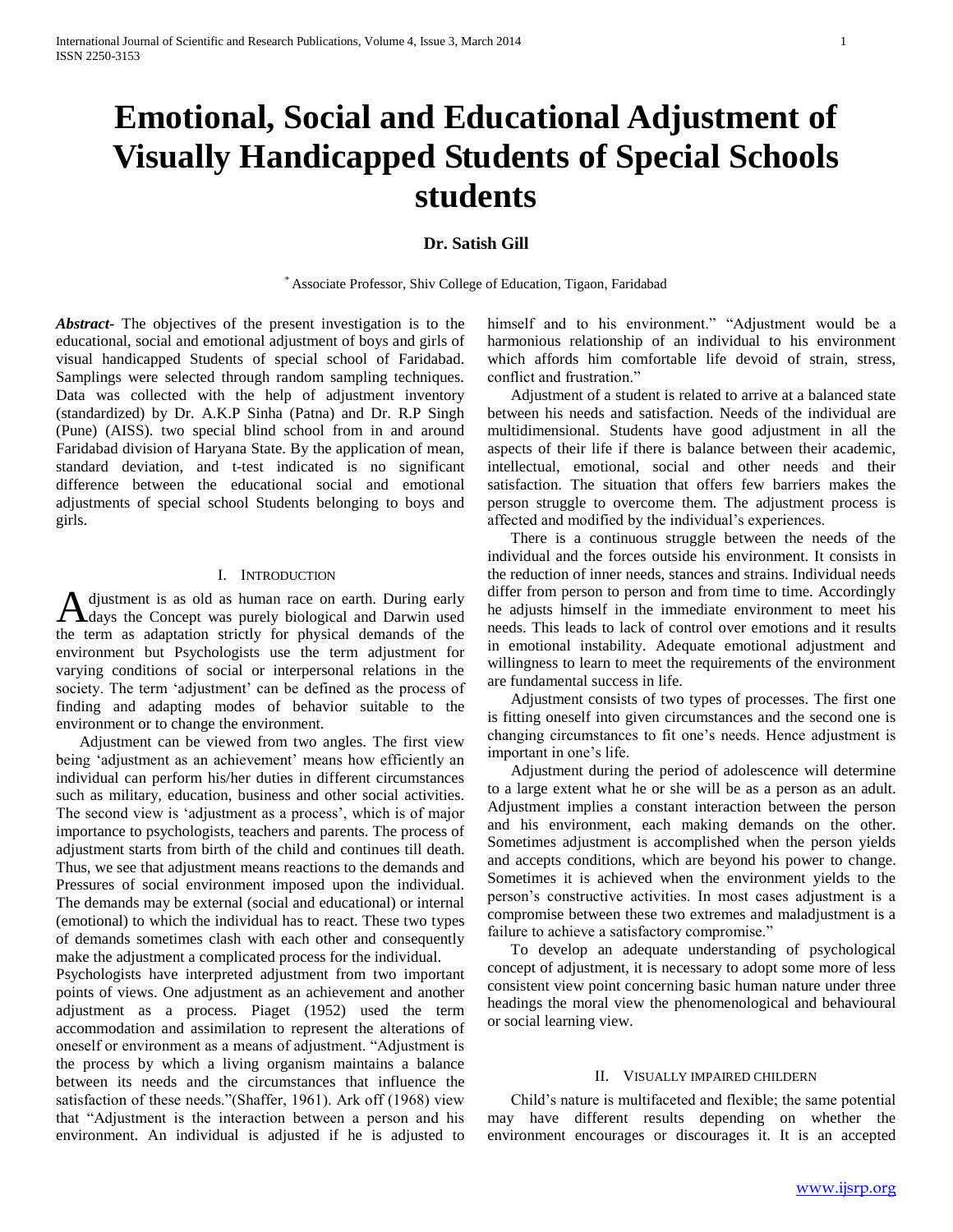# Emotional, Social and Educational Adjustment of Visually Handicapped Students of Special Schools students

**Dr. Satish Gill**

[*] Associate Professor, Shiv College of Education, Tigaon, Faridabad

***Abstract-*** The objectives of the present investigation is to the educational, social and emotional adjustment of boys and girls of visual handicapped Students of special school of Faridabad. Samplings were selected through random sampling techniques. Data was collected with the help of adjustment inventory (standardized) by Dr. A.K.P Sinha (Patna) and Dr. R.P Singh (Pune) (AISS). two special blind school from in and around Faridabad division of Haryana State. By the application of mean, standard deviation, and t-test indicated is no significant difference between the educational social and emotional adjustments of special school Students belonging to boys and girls.

## I. Introduction

Adjustment is as old as human race on earth. During early days the Concept was purely biological and Darwin used the term as adaptation strictly for physical demands of the environment but Psychologists use the term adjustment for varying conditions of social or interpersonal relations in the society. The term 'adjustment' can be defined as the process of finding and adapting modes of behavior suitable to the environment or to change the environment.

Adjustment can be viewed from two angles. The first view being 'adjustment as an achievement' means how efficiently an individual can perform his/her duties in different circumstances such as military, education, business and other social activities. The second view is 'adjustment as a process', which is of major importance to psychologists, teachers and parents. The process of adjustment starts from birth of the child and continues till death. Thus, we see that adjustment means reactions to the demands and Pressures of social environment imposed upon the individual. The demands may be external (social and educational) or internal (emotional) to which the individual has to react. These two types of demands sometimes clash with each other and consequently make the adjustment a complicated process for the individual.

Psychologists have interpreted adjustment from two important points of views. One adjustment as an achievement and another adjustment as a process. Piaget (1952) used the term accommodation and assimilation to represent the alterations of oneself or environment as a means of adjustment. "Adjustment is the process by which a living organism maintains a balance between its needs and the circumstances that influence the satisfaction of these needs."(Shaffer, 1961). Ark off (1968) view that "Adjustment is the interaction between a person and his environment. An individual is adjusted if he is adjusted to himself and to his environment." "Adjustment would be a harmonious relationship of an individual to his environment which affords him comfortable life devoid of strain, stress, conflict and frustration."

Adjustment of a student is related to arrive at a balanced state between his needs and satisfaction. Needs of the individual are multidimensional. Students have good adjustment in all the aspects of their life if there is balance between their academic, intellectual, emotional, social and other needs and their satisfaction. The situation that offers few barriers makes the person struggle to overcome them. The adjustment process is affected and modified by the individual's experiences.

There is a continuous struggle between the needs of the individual and the forces outside his environment. It consists in the reduction of inner needs, stances and strains. Individual needs differ from person to person and from time to time. Accordingly he adjusts himself in the immediate environment to meet his needs. This leads to lack of control over emotions and it results in emotional instability. Adequate emotional adjustment and willingness to learn to meet the requirements of the environment are fundamental success in life.

Adjustment consists of two types of processes. The first one is fitting oneself into given circumstances and the second one is changing circumstances to fit one's needs. Hence adjustment is important in one's life.

Adjustment during the period of adolescence will determine to a large extent what he or she will be as a person as an adult. Adjustment implies a constant interaction between the person and his environment, each making demands on the other. Sometimes adjustment is accomplished when the person yields and accepts conditions, which are beyond his power to change. Sometimes it is achieved when the environment yields to the person's constructive activities. In most cases adjustment is a compromise between these two extremes and maladjustment is a failure to achieve a satisfactory compromise."

To develop an adequate understanding of psychological concept of adjustment, it is necessary to adopt some more of less consistent view point concerning basic human nature under three headings the moral view the phenomenological and behavioural or social learning view.

## II. Visually impaired childern

Child's nature is multifaceted and flexible; the same potential may have different results depending on whether the environment encourages or discourages it. It is an accepted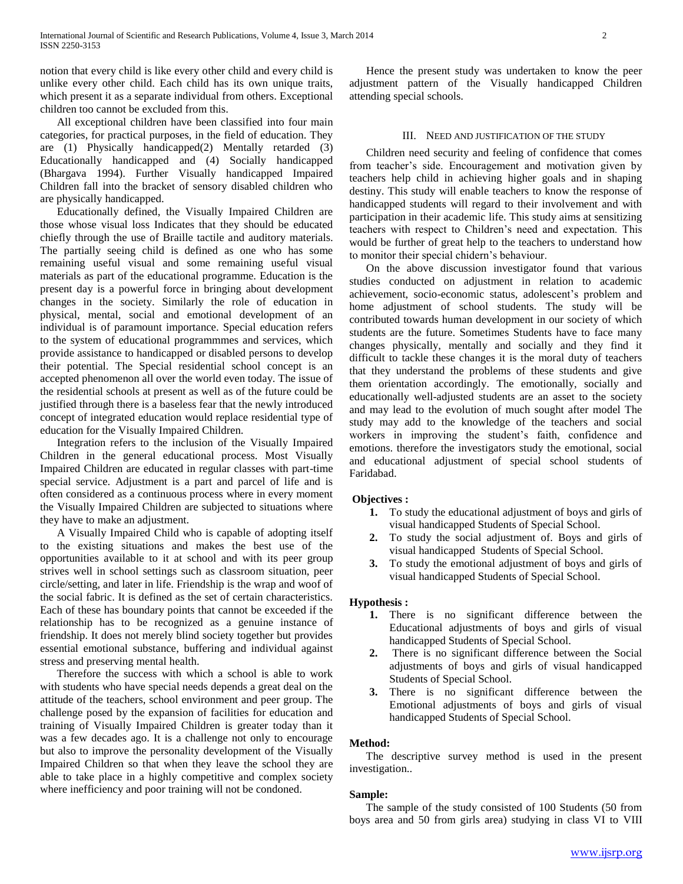notion that every child is like every other child and every child is unlike every other child. Each child has its own unique traits, which present it as a separate individual from others. Exceptional children too cannot be excluded from this.

All exceptional children have been classified into four main categories, for practical purposes, in the field of education. They are (1) Physically handicapped(2) Mentally retarded (3) Educationally handicapped and (4) Socially handicapped (Bhargava 1994). Further Visually handicapped Impaired Children fall into the bracket of sensory disabled children who are physically handicapped.

Educationally defined, the Visually Impaired Children are those whose visual loss Indicates that they should be educated chiefly through the use of Braille tactile and auditory materials. The partially seeing child is defined as one who has some remaining useful visual and some remaining useful visual materials as part of the educational programme. Education is the present day is a powerful force in bringing about development changes in the society. Similarly the role of education in physical, mental, social and emotional development of an individual is of paramount importance. Special education refers to the system of educational programmmes and services, which provide assistance to handicapped or disabled persons to develop their potential. The Special residential school concept is an accepted phenomenon all over the world even today. The issue of the residential schools at present as well as of the future could be justified through there is a baseless fear that the newly introduced concept of integrated education would replace residential type of education for the Visually Impaired Children.

Integration refers to the inclusion of the Visually Impaired Children in the general educational process. Most Visually Impaired Children are educated in regular classes with part-time special service. Adjustment is a part and parcel of life and is often considered as a continuous process where in every moment the Visually Impaired Children are subjected to situations where they have to make an adjustment.

A Visually Impaired Child who is capable of adopting itself to the existing situations and makes the best use of the opportunities available to it at school and with its peer group strives well in school settings such as classroom situation, peer circle/setting, and later in life. Friendship is the wrap and woof of the social fabric. It is defined as the set of certain characteristics. Each of these has boundary points that cannot be exceeded if the relationship has to be recognized as a genuine instance of friendship. It does not merely blind society together but provides essential emotional substance, buffering and individual against stress and preserving mental health.

Therefore the success with which a school is able to work with students who have special needs depends a great deal on the attitude of the teachers, school environment and peer group. The challenge posed by the expansion of facilities for education and training of Visually Impaired Children is greater today than it was a few decades ago. It is a challenge not only to encourage but also to improve the personality development of the Visually Impaired Children so that when they leave the school they are able to take place in a highly competitive and complex society where inefficiency and poor training will not be condoned.

Hence the present study was undertaken to know the peer adjustment pattern of the Visually handicapped Children attending special schools.

## III. Need and Justification of the Study

Children need security and feeling of confidence that comes from teacher's side. Encouragement and motivation given by teachers help child in achieving higher goals and in shaping destiny. This study will enable teachers to know the response of handicapped students will regard to their involvement and with participation in their academic life. This study aims at sensitizing teachers with respect to Children's need and expectation. This would be further of great help to the teachers to understand how to monitor their special chidern's behaviour.

On the above discussion investigator found that various studies conducted on adjustment in relation to academic achievement, socio-economic status, adolescent's problem and home adjustment of school students. The study will be contributed towards human development in our society of which students are the future. Sometimes Students have to face many changes physically, mentally and socially and they find it difficult to tackle these changes it is the moral duty of teachers that they understand the problems of these students and give them orientation accordingly. The emotionally, socially and educationally well-adjusted students are an asset to the society and may lead to the evolution of much sought after model The study may add to the knowledge of the teachers and social workers in improving the student's faith, confidence and emotions. therefore the investigators study the emotional, social and educational adjustment of special school students of Faridabad.

**Objectives :**

1. To study the educational adjustment of boys and girls of visual handicapped Students of Special School.
2. To study the social adjustment of. Boys and girls of visual handicapped Students of Special School.
3. To study the emotional adjustment of boys and girls of visual handicapped Students of Special School.

**Hypothesis :**

1. There is no significant difference between the Educational adjustments of boys and girls of visual handicapped Students of Special School.
2. There is no significant difference between the Social adjustments of boys and girls of visual handicapped Students of Special School.
3. There is no significant difference between the Emotional adjustments of boys and girls of visual handicapped Students of Special School.

**Method:**

The descriptive survey method is used in the present investigation..

**Sample:**

The sample of the study consisted of 100 Students (50 from boys area and 50 from girls area) studying in class VI to VIII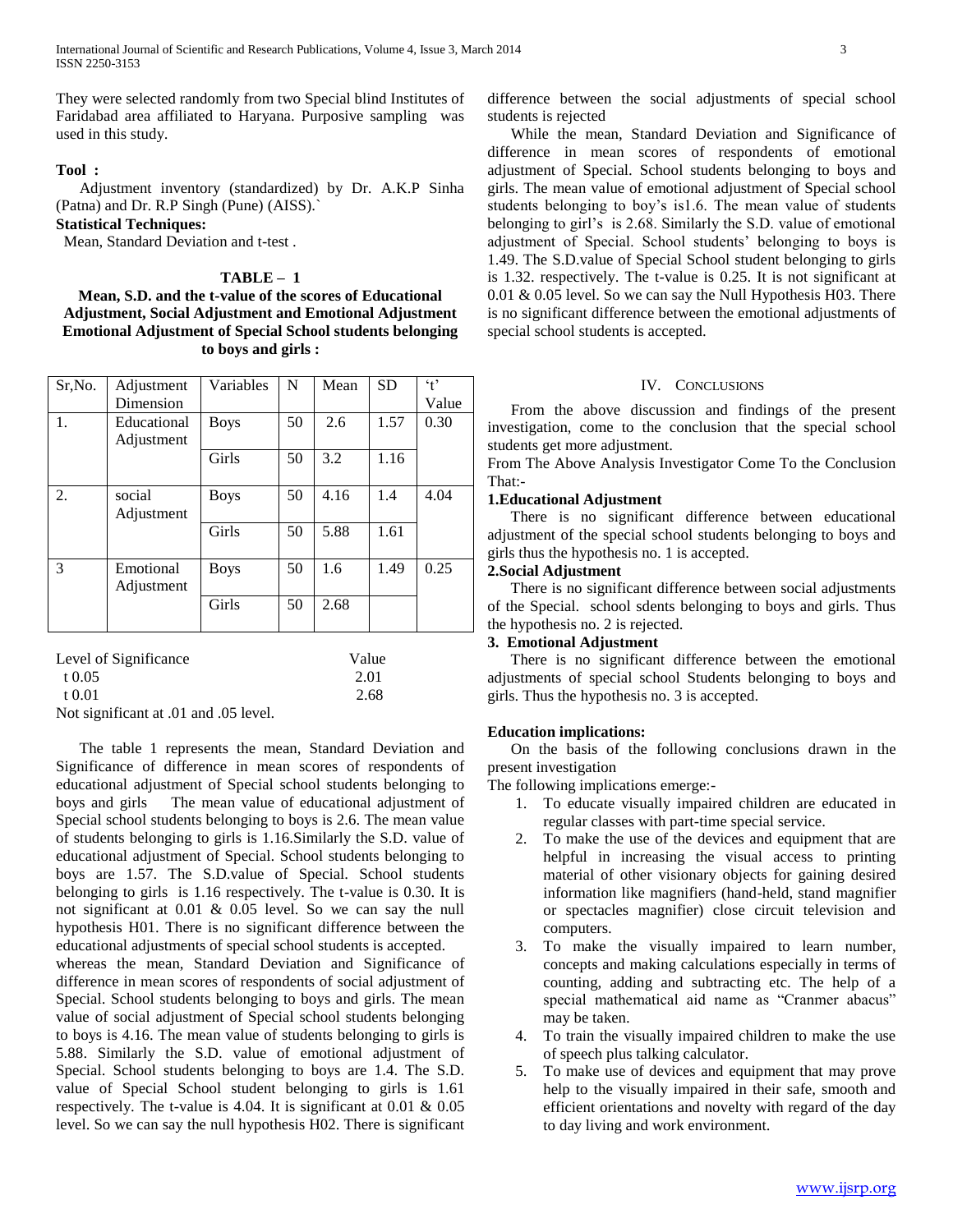They were selected randomly from two Special blind Institutes of Faridabad area affiliated to Haryana. Purposive sampling was used in this study.

**Tool :**

Adjustment inventory (standardized) by Dr. A.K.P Sinha (Patna) and Dr. R.P Singh (Pune) (AISS).`

**Statistical Techniques:**

Mean, Standard Deviation and t-test .

**TABLE – 1**

**Mean, S.D. and the t-value of the scores of Educational Adjustment, Social Adjustment and Emotional Adjustment Emotional Adjustment of Special School students belonging to boys and girls :**

| Sr,No. | Adjustment Dimension | Variables | N | Mean | SD | 't' Value |
|---|---|---|---|---|---|---|
| 1. | Educational Adjustment | Boys | 50 | 2.6 | 1.57 | 0.30 |
| | | Girls | 50 | 3.2 | 1.16 | |
| 2. | social Adjustment | Boys | 50 | 4.16 | 1.4 | 4.04 |
| | | Girls | 50 | 5.88 | 1.61 | |
| 3 | Emotional Adjustment | Boys | 50 | 1.6 | 1.49 | 0.25 |
| | | Girls | 50 | 2.68 | | |

| Level of Significance | Value |
|---|---|
| t 0.05 | 2.01 |
| t 0.01 | 2.68 |

Not significant at .01 and .05 level.

The table 1 represents the mean, Standard Deviation and Significance of difference in mean scores of respondents of educational adjustment of Special school students belonging to boys and girls The mean value of educational adjustment of Special school students belonging to boys is 2.6. The mean value of students belonging to girls is 1.16.Similarly the S.D. value of educational adjustment of Special. School students belonging to boys are 1.57. The S.D.value of Special. School students belonging to girls is 1.16 respectively. The t-value is 0.30. It is not significant at 0.01 & 0.05 level. So we can say the null hypothesis H01. There is no significant difference between the educational adjustments of special school students is accepted.

whereas the mean, Standard Deviation and Significance of difference in mean scores of respondents of social adjustment of Special. School students belonging to boys and girls. The mean value of social adjustment of Special school students belonging to boys is 4.16. The mean value of students belonging to girls is 5.88. Similarly the S.D. value of emotional adjustment of Special. School students belonging to boys are 1.4. The S.D. value of Special School student belonging to girls is 1.61 respectively. The t-value is 4.04. It is significant at 0.01 & 0.05 level. So we can say the null hypothesis H02. There is significant difference between the social adjustments of special school students is rejected

While the mean, Standard Deviation and Significance of difference in mean scores of respondents of emotional adjustment of Special. School students belonging to boys and girls. The mean value of emotional adjustment of Special school students belonging to boy's is1.6. The mean value of students belonging to girl's is 2.68. Similarly the S.D. value of emotional adjustment of Special. School students' belonging to boys is 1.49. The S.D.value of Special School student belonging to girls is 1.32. respectively. The t-value is 0.25. It is not significant at 0.01 & 0.05 level. So we can say the Null Hypothesis H03. There is no significant difference between the emotional adjustments of special school students is accepted.

## IV. Conclusions

From the above discussion and findings of the present investigation, come to the conclusion that the special school students get more adjustment.

From The Above Analysis Investigator Come To the Conclusion That:-

**1.Educational Adjustment**

There is no significant difference between educational adjustment of the special school students belonging to boys and girls thus the hypothesis no. 1 is accepted.

**2.Social Adjustment**

There is no significant difference between social adjustments of the Special. school sdents belonging to boys and girls. Thus the hypothesis no. 2 is rejected.

**3. Emotional Adjustment**

There is no significant difference between the emotional adjustments of special school Students belonging to boys and girls. Thus the hypothesis no. 3 is accepted.

**Education implications:**

On the basis of the following conclusions drawn in the present investigation

The following implications emerge:-

1. To educate visually impaired children are educated in regular classes with part-time special service.
2. To make the use of the devices and equipment that are helpful in increasing the visual access to printing material of other visionary objects for gaining desired information like magnifiers (hand-held, stand magnifier or spectacles magnifier) close circuit television and computers.
3. To make the visually impaired to learn number, concepts and making calculations especially in terms of counting, adding and subtracting etc. The help of a special mathematical aid name as "Cranmer abacus" may be taken.
4. To train the visually impaired children to make the use of speech plus talking calculator.
5. To make use of devices and equipment that may prove help to the visually impaired in their safe, smooth and efficient orientations and novelty with regard of the day to day living and work environment.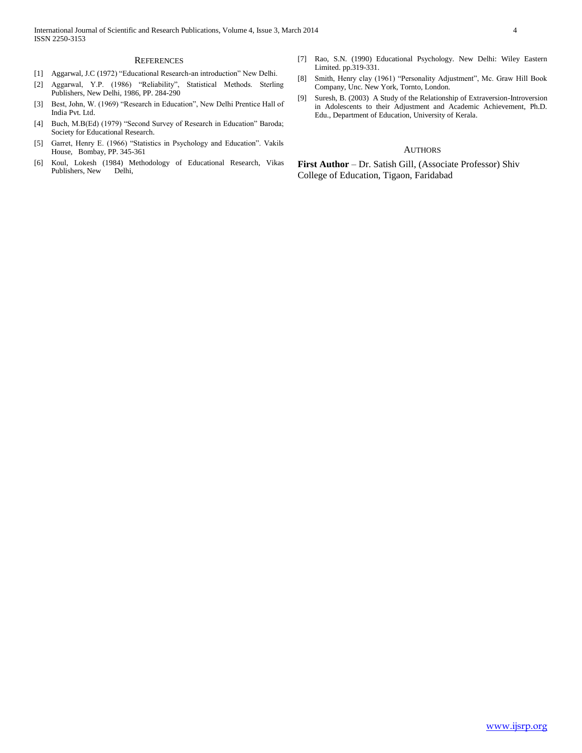## References

[1] Aggarwal, J.C (1972) "Educational Research-an introduction" New Delhi.

[2] Aggarwal, Y.P. (1986) "Reliability", Statistical Methods. Sterling Publishers, New Delhi, 1986, PP. 284-290

[3] Best, John, W. (1969) "Research in Education", New Delhi Prentice Hall of India Pvt. Ltd.

[4] Buch, M.B(Ed) (1979) "Second Survey of Research in Education" Baroda; Society for Educational Research.

[5] Garret, Henry E. (1966) "Statistics in Psychology and Education". Vakils House, Bombay, PP. 345-361

[6] Koul, Lokesh (1984) Methodology of Educational Research, Vikas Publishers, New Delhi,

[7] Rao, S.N. (1990) Educational Psychology. New Delhi: Wiley Eastern Limited. pp.319-331.

[8] Smith, Henry clay (1961) "Personality Adjustment", Mc. Graw Hill Book Company, Unc. New York, Tornto, London.

[9] Suresh, B. (2003) A Study of the Relationship of Extraversion-Introversion in Adolescents to their Adjustment and Academic Achievement, Ph.D. Edu., Department of Education, University of Kerala.

## Authors

**First Author** – Dr. Satish Gill, (Associate Professor) Shiv College of Education, Tigaon, Faridabad